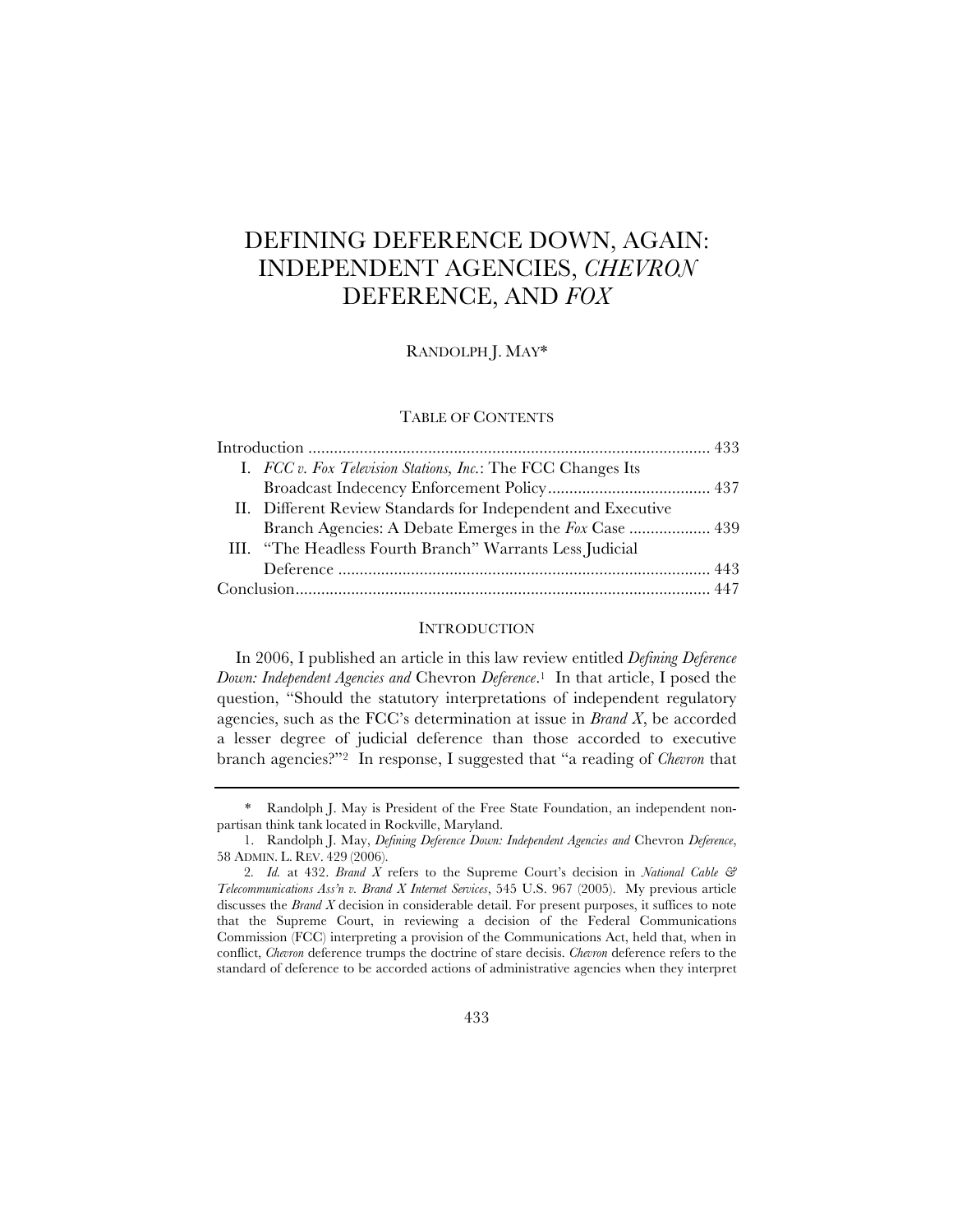# DEFINING DEFERENCE DOWN, AGAIN: INDEPENDENT AGENCIES, *CHEVRON* DEFERENCE, AND *FOX*

RANDOLPH J. MAY*

TABLE OF CONTENTS

| | |
|---|---|
| Introduction | 433 |
| I. *FCC v. Fox Television Stations, Inc.*: The FCC Changes Its Broadcast Indecency Enforcement Policy | 437 |
| II. Different Review Standards for Independent and Executive Branch Agencies: A Debate Emerges in the *Fox* Case | 439 |
| III. "The Headless Fourth Branch" Warrants Less Judicial Deference | 443 |
| Conclusion | 447 |

## INTRODUCTION

In 2006, I published an article in this law review entitled *Defining Deference Down: Independent Agencies and* Chevron *Deference*.[1] In that article, I posed the question, "Should the statutory interpretations of independent regulatory agencies, such as the FCC's determination at issue in *Brand X*, be accorded a lesser degree of judicial deference than those accorded to executive branch agencies?"[2] In response, I suggested that "a reading of *Chevron* that

---

\* Randolph J. May is President of the Free State Foundation, an independent non-partisan think tank located in Rockville, Maryland.

1. Randolph J. May, *Defining Deference Down: Independent Agencies and* Chevron *Deference*, 58 ADMIN. L. REV. 429 (2006).

2. *Id.* at 432. *Brand X* refers to the Supreme Court's decision in *National Cable & Telecommunications Ass'n v. Brand X Internet Services*, 545 U.S. 967 (2005). My previous article discusses the *Brand X* decision in considerable detail. For present purposes, it suffices to note that the Supreme Court, in reviewing a decision of the Federal Communications Commission (FCC) interpreting a provision of the Communications Act, held that, when in conflict, *Chevron* deference trumps the doctrine of stare decisis. *Chevron* deference refers to the standard of deference to be accorded actions of administrative agencies when they interpret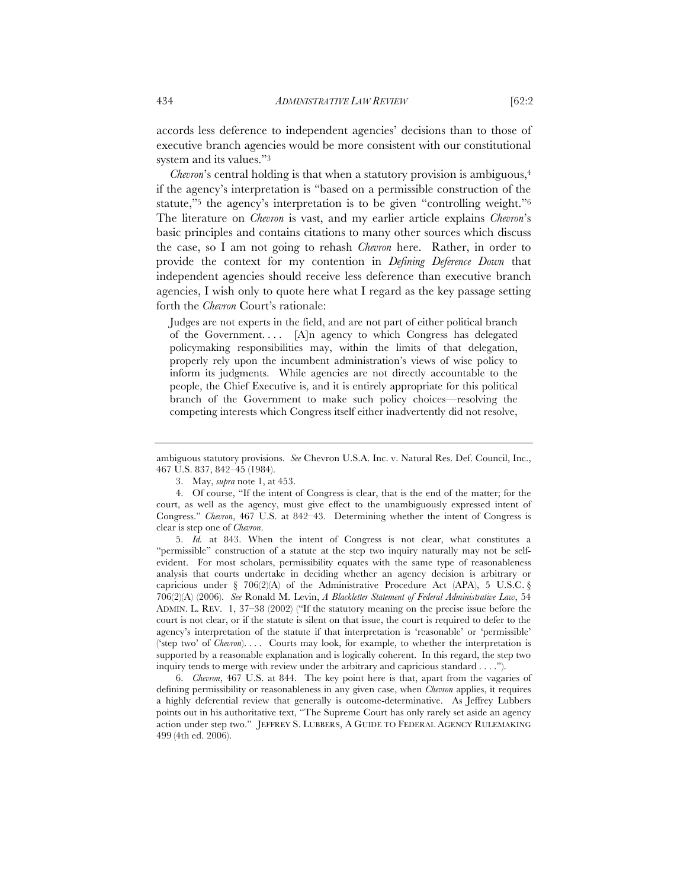accords less deference to independent agencies' decisions than to those of executive branch agencies would be more consistent with our constitutional system and its values."[3]

*Chevron*'s central holding is that when a statutory provision is ambiguous,[4] if the agency's interpretation is "based on a permissible construction of the statute,"[5] the agency's interpretation is to be given "controlling weight."[6] The literature on *Chevron* is vast, and my earlier article explains *Chevron*'s basic principles and contains citations to many other sources which discuss the case, so I am not going to rehash *Chevron* here. Rather, in order to provide the context for my contention in *Defining Deference Down* that independent agencies should receive less deference than executive branch agencies, I wish only to quote here what I regard as the key passage setting forth the *Chevron* Court's rationale:

> Judges are not experts in the field, and are not part of either political branch of the Government. . . . [A]n agency to which Congress has delegated policymaking responsibilities may, within the limits of that delegation, properly rely upon the incumbent administration's views of wise policy to inform its judgments. While agencies are not directly accountable to the people, the Chief Executive is, and it is entirely appropriate for this political branch of the Government to make such policy choices—resolving the competing interests which Congress itself either inadvertently did not resolve,

---

ambiguous statutory provisions. *See* Chevron U.S.A. Inc. v. Natural Res. Def. Council, Inc., 467 U.S. 837, 842–45 (1984).

3. May, *supra* note 1, at 453.

4. Of course, "If the intent of Congress is clear, that is the end of the matter; for the court, as well as the agency, must give effect to the unambiguously expressed intent of Congress." *Chevron*, 467 U.S. at 842–43. Determining whether the intent of Congress is clear is step one of *Chevron*.

5. *Id.* at 843. When the intent of Congress is not clear, what constitutes a "permissible" construction of a statute at the step two inquiry naturally may not be self-evident. For most scholars, permissibility equates with the same type of reasonableness analysis that courts undertake in deciding whether an agency decision is arbitrary or capricious under § 706(2)(A) of the Administrative Procedure Act (APA), 5 U.S.C. § 706(2)(A) (2006). *See* Ronald M. Levin, *A Blackletter Statement of Federal Administrative Law*, 54 ADMIN. L. REV. 1, 37–38 (2002) ("If the statutory meaning on the precise issue before the court is not clear, or if the statute is silent on that issue, the court is required to defer to the agency's interpretation of the statute if that interpretation is 'reasonable' or 'permissible' ('step two' of *Chevron*). . . . Courts may look, for example, to whether the interpretation is supported by a reasonable explanation and is logically coherent. In this regard, the step two inquiry tends to merge with review under the arbitrary and capricious standard . . . .").

6. *Chevron*, 467 U.S. at 844. The key point here is that, apart from the vagaries of defining permissibility or reasonableness in any given case, when *Chevron* applies, it requires a highly deferential review that generally is outcome-determinative. As Jeffrey Lubbers points out in his authoritative text, "The Supreme Court has only rarely set aside an agency action under step two." JEFFREY S. LUBBERS, A GUIDE TO FEDERAL AGENCY RULEMAKING 499 (4th ed. 2006).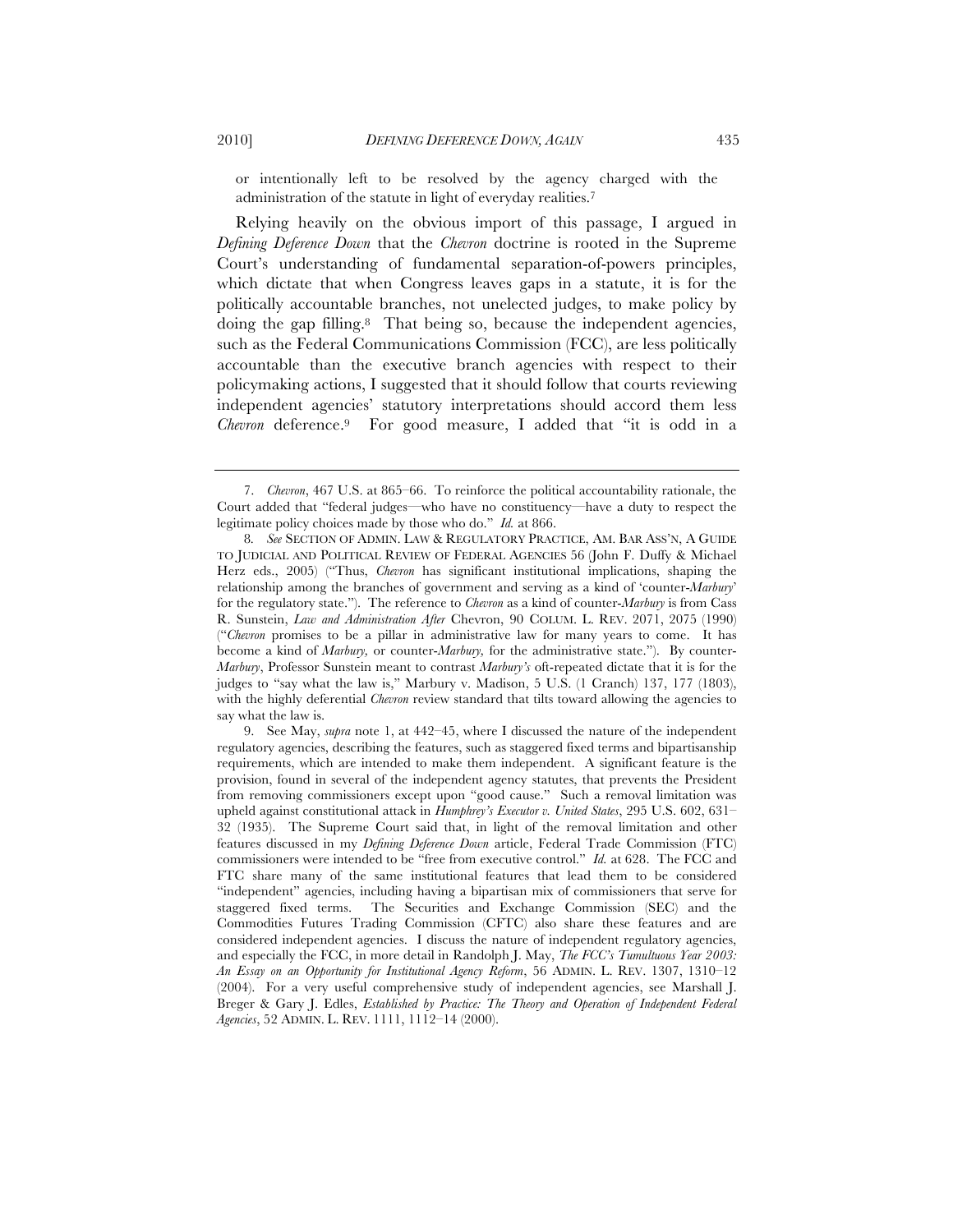or intentionally left to be resolved by the agency charged with the administration of the statute in light of everyday realities.[7]

Relying heavily on the obvious import of this passage, I argued in *Defining Deference Down* that the *Chevron* doctrine is rooted in the Supreme Court's understanding of fundamental separation-of-powers principles, which dictate that when Congress leaves gaps in a statute, it is for the politically accountable branches, not unelected judges, to make policy by doing the gap filling.[8] That being so, because the independent agencies, such as the Federal Communications Commission (FCC), are less politically accountable than the executive branch agencies with respect to their policymaking actions, I suggested that it should follow that courts reviewing independent agencies' statutory interpretations should accord them less *Chevron* deference.[9] For good measure, I added that "it is odd in a

---

7. *Chevron*, 467 U.S. at 865–66. To reinforce the political accountability rationale, the Court added that "federal judges—who have no constituency—have a duty to respect the legitimate policy choices made by those who do." *Id.* at 866.

8. *See* SECTION OF ADMIN. LAW & REGULATORY PRACTICE, AM. BAR ASS'N, A GUIDE TO JUDICIAL AND POLITICAL REVIEW OF FEDERAL AGENCIES 56 (John F. Duffy & Michael Herz eds., 2005) ("Thus, *Chevron* has significant institutional implications, shaping the relationship among the branches of government and serving as a kind of 'counter-*Marbury*' for the regulatory state."). The reference to *Chevron* as a kind of counter-*Marbury* is from Cass R. Sunstein, *Law and Administration After* Chevron, 90 COLUM. L. REV. 2071, 2075 (1990) ("*Chevron* promises to be a pillar in administrative law for many years to come. It has become a kind of *Marbury,* or counter-*Marbury,* for the administrative state."). By counter-*Marbury*, Professor Sunstein meant to contrast *Marbury's* oft-repeated dictate that it is for the judges to "say what the law is," Marbury v. Madison, 5 U.S. (1 Cranch) 137, 177 (1803), with the highly deferential *Chevron* review standard that tilts toward allowing the agencies to say what the law is.

9. See May, *supra* note 1, at 442–45, where I discussed the nature of the independent regulatory agencies, describing the features, such as staggered fixed terms and bipartisanship requirements, which are intended to make them independent. A significant feature is the provision, found in several of the independent agency statutes, that prevents the President from removing commissioners except upon "good cause." Such a removal limitation was upheld against constitutional attack in *Humphrey's Executor v. United States*, 295 U.S. 602, 631–32 (1935). The Supreme Court said that, in light of the removal limitation and other features discussed in my *Defining Deference Down* article, Federal Trade Commission (FTC) commissioners were intended to be "free from executive control." *Id.* at 628. The FCC and FTC share many of the same institutional features that lead them to be considered "independent" agencies, including having a bipartisan mix of commissioners that serve for staggered fixed terms. The Securities and Exchange Commission (SEC) and the Commodities Futures Trading Commission (CFTC) also share these features and are considered independent agencies. I discuss the nature of independent regulatory agencies, and especially the FCC, in more detail in Randolph J. May, *The FCC's Tumultuous Year 2003: An Essay on an Opportunity for Institutional Agency Reform*, 56 ADMIN. L. REV. 1307, 1310–12 (2004). For a very useful comprehensive study of independent agencies, see Marshall J. Breger & Gary J. Edles, *Established by Practice: The Theory and Operation of Independent Federal Agencies*, 52 ADMIN. L. REV. 1111, 1112–14 (2000).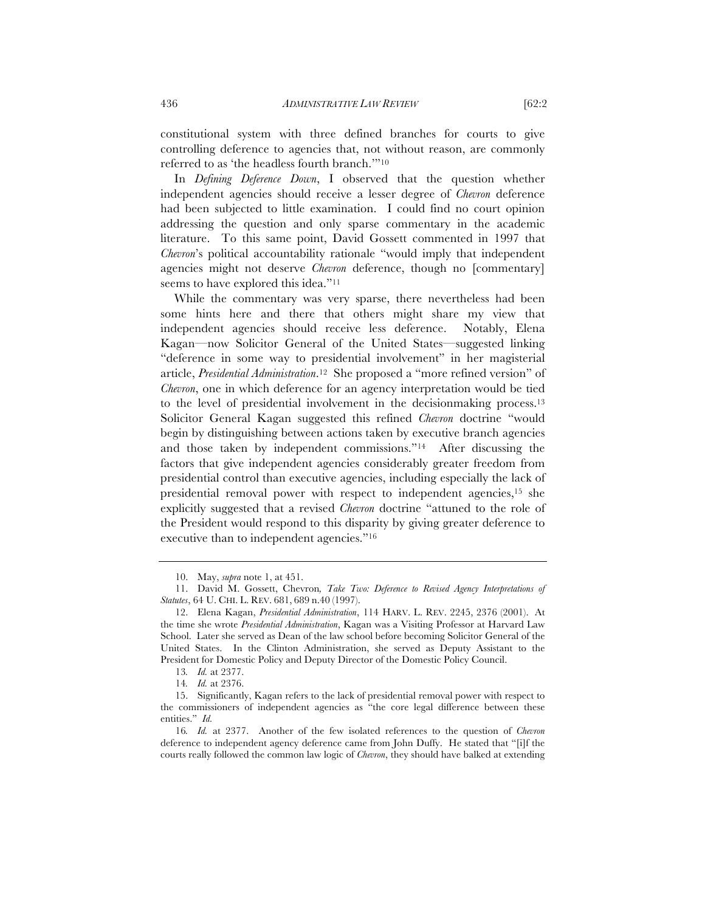constitutional system with three defined branches for courts to give controlling deference to agencies that, not without reason, are commonly referred to as 'the headless fourth branch.'"[10]

In *Defining Deference Down*, I observed that the question whether independent agencies should receive a lesser degree of *Chevron* deference had been subjected to little examination. I could find no court opinion addressing the question and only sparse commentary in the academic literature. To this same point, David Gossett commented in 1997 that *Chevron*'s political accountability rationale "would imply that independent agencies might not deserve *Chevron* deference, though no [commentary] seems to have explored this idea."[11]

While the commentary was very sparse, there nevertheless had been some hints here and there that others might share my view that independent agencies should receive less deference. Notably, Elena Kagan—now Solicitor General of the United States—suggested linking "deference in some way to presidential involvement" in her magisterial article, *Presidential Administration*.[12] She proposed a "more refined version" of *Chevron*, one in which deference for an agency interpretation would be tied to the level of presidential involvement in the decisionmaking process.[13] Solicitor General Kagan suggested this refined *Chevron* doctrine "would begin by distinguishing between actions taken by executive branch agencies and those taken by independent commissions."[14] After discussing the factors that give independent agencies considerably greater freedom from presidential control than executive agencies, including especially the lack of presidential removal power with respect to independent agencies,[15] she explicitly suggested that a revised *Chevron* doctrine "attuned to the role of the President would respond to this disparity by giving greater deference to executive than to independent agencies."[16]

---

10. May, *supra* note 1, at 451.

11. David M. Gossett, Chevron*, Take Two: Deference to Revised Agency Interpretations of Statutes*, 64 U. CHI. L. REV. 681, 689 n.40 (1997).

12. Elena Kagan, *Presidential Administration*, 114 HARV. L. REV. 2245, 2376 (2001). At the time she wrote *Presidential Administration*, Kagan was a Visiting Professor at Harvard Law School. Later she served as Dean of the law school before becoming Solicitor General of the United States. In the Clinton Administration, she served as Deputy Assistant to the President for Domestic Policy and Deputy Director of the Domestic Policy Council.

13. *Id.* at 2377.

14. *Id.* at 2376.

15. Significantly, Kagan refers to the lack of presidential removal power with respect to the commissioners of independent agencies as "the core legal difference between these entities." *Id.*

16. *Id.* at 2377. Another of the few isolated references to the question of *Chevron* deference to independent agency deference came from John Duffy. He stated that "[i]f the courts really followed the common law logic of *Chevron*, they should have balked at extending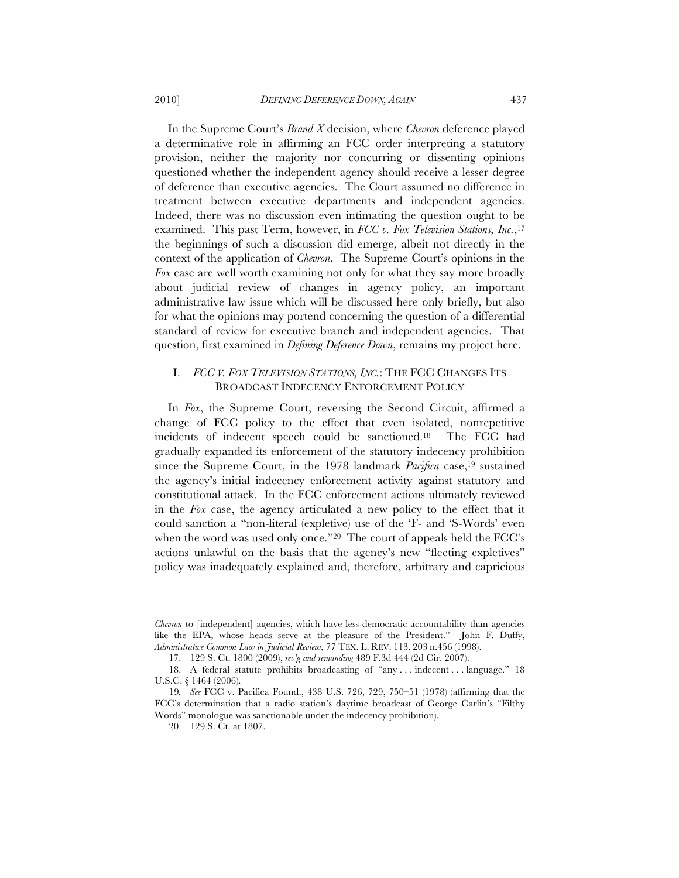In the Supreme Court's *Brand X* decision, where *Chevron* deference played a determinative role in affirming an FCC order interpreting a statutory provision, neither the majority nor concurring or dissenting opinions questioned whether the independent agency should receive a lesser degree of deference than executive agencies. The Court assumed no difference in treatment between executive departments and independent agencies. Indeed, there was no discussion even intimating the question ought to be examined. This past Term, however, in *FCC v. Fox Television Stations, Inc.*,[17] the beginnings of such a discussion did emerge, albeit not directly in the context of the application of *Chevron*. The Supreme Court's opinions in the *Fox* case are well worth examining not only for what they say more broadly about judicial review of changes in agency policy, an important administrative law issue which will be discussed here only briefly, but also for what the opinions may portend concerning the question of a differential standard of review for executive branch and independent agencies. That question, first examined in *Defining Deference Down*, remains my project here.

## I. *FCC v. Fox Television Stations, Inc.*: The FCC Changes Its Broadcast Indecency Enforcement Policy

In *Fox*, the Supreme Court, reversing the Second Circuit, affirmed a change of FCC policy to the effect that even isolated, nonrepetitive incidents of indecent speech could be sanctioned.[18] The FCC had gradually expanded its enforcement of the statutory indecency prohibition since the Supreme Court, in the 1978 landmark *Pacifica* case,[19] sustained the agency's initial indecency enforcement activity against statutory and constitutional attack. In the FCC enforcement actions ultimately reviewed in the *Fox* case, the agency articulated a new policy to the effect that it could sanction a "non-literal (expletive) use of the 'F- and 'S-Words' even when the word was used only once."[20] The court of appeals held the FCC's actions unlawful on the basis that the agency's new "fleeting expletives" policy was inadequately explained and, therefore, arbitrary and capricious

---

*Chevron* to [independent] agencies, which have less democratic accountability than agencies like the EPA, whose heads serve at the pleasure of the President." John F. Duffy, *Administrative Common Law in Judicial Review*, 77 TEX. L. REV. 113, 203 n.456 (1998).

17. 129 S. Ct. 1800 (2009), *rev'g and remanding* 489 F.3d 444 (2d Cir. 2007).

18. A federal statute prohibits broadcasting of "any . . . indecent . . . language." 18 U.S.C. § 1464 (2006).

19. *See* FCC v. Pacifica Found., 438 U.S. 726, 729, 750–51 (1978) (affirming that the FCC's determination that a radio station's daytime broadcast of George Carlin's "Filthy Words" monologue was sanctionable under the indecency prohibition).

20. 129 S. Ct. at 1807.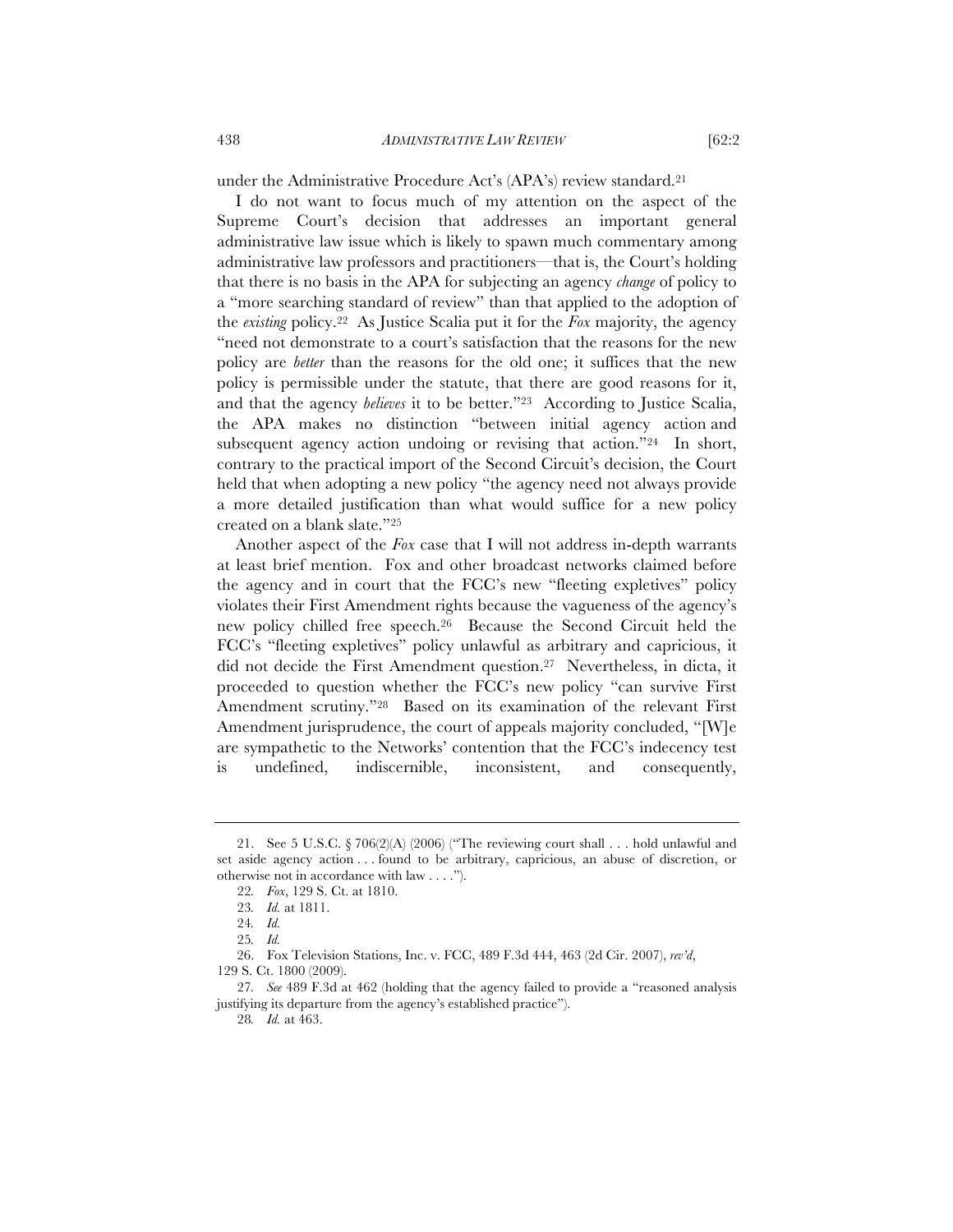under the Administrative Procedure Act's (APA's) review standard.[21]

I do not want to focus much of my attention on the aspect of the Supreme Court's decision that addresses an important general administrative law issue which is likely to spawn much commentary among administrative law professors and practitioners—that is, the Court's holding that there is no basis in the APA for subjecting an agency *change* of policy to a "more searching standard of review" than that applied to the adoption of the *existing* policy.[22] As Justice Scalia put it for the *Fox* majority, the agency "need not demonstrate to a court's satisfaction that the reasons for the new policy are *better* than the reasons for the old one; it suffices that the new policy is permissible under the statute, that there are good reasons for it, and that the agency *believes* it to be better."[23] According to Justice Scalia, the APA makes no distinction "between initial agency action and subsequent agency action undoing or revising that action."[24] In short, contrary to the practical import of the Second Circuit's decision, the Court held that when adopting a new policy "the agency need not always provide a more detailed justification than what would suffice for a new policy created on a blank slate."[25]

Another aspect of the *Fox* case that I will not address in-depth warrants at least brief mention. Fox and other broadcast networks claimed before the agency and in court that the FCC's new "fleeting expletives" policy violates their First Amendment rights because the vagueness of the agency's new policy chilled free speech.[26] Because the Second Circuit held the FCC's "fleeting expletives" policy unlawful as arbitrary and capricious, it did not decide the First Amendment question.[27] Nevertheless, in dicta, it proceeded to question whether the FCC's new policy "can survive First Amendment scrutiny."[28] Based on its examination of the relevant First Amendment jurisprudence, the court of appeals majority concluded, "[W]e are sympathetic to the Networks' contention that the FCC's indecency test is undefined, indiscernible, inconsistent, and consequently,

---

21. See 5 U.S.C. § 706(2)(A) (2006) ("The reviewing court shall . . . hold unlawful and set aside agency action . . . found to be arbitrary, capricious, an abuse of discretion, or otherwise not in accordance with law . . . .").

22. *Fox*, 129 S. Ct. at 1810.

23. *Id.* at 1811.

24. *Id.*

25. *Id.*

26. Fox Television Stations, Inc. v. FCC, 489 F.3d 444, 463 (2d Cir. 2007), *rev'd*, 129 S. Ct. 1800 (2009).

27. *See* 489 F.3d at 462 (holding that the agency failed to provide a "reasoned analysis justifying its departure from the agency's established practice").

28. *Id.* at 463.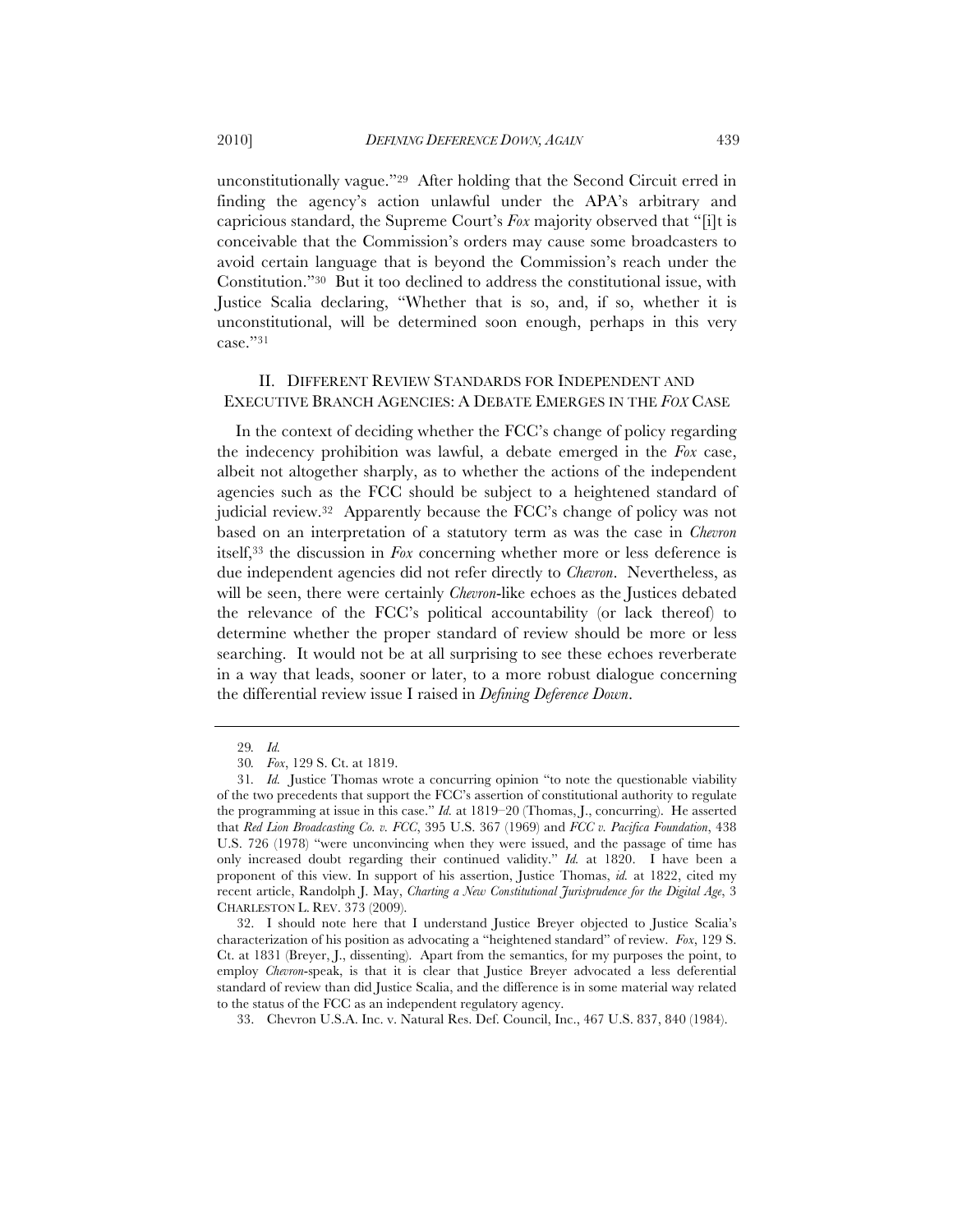unconstitutionally vague."[29] After holding that the Second Circuit erred in finding the agency's action unlawful under the APA's arbitrary and capricious standard, the Supreme Court's *Fox* majority observed that "[i]t is conceivable that the Commission's orders may cause some broadcasters to avoid certain language that is beyond the Commission's reach under the Constitution."[30] But it too declined to address the constitutional issue, with Justice Scalia declaring, "Whether that is so, and, if so, whether it is unconstitutional, will be determined soon enough, perhaps in this very case."[31]

## II. DIFFERENT REVIEW STANDARDS FOR INDEPENDENT AND EXECUTIVE BRANCH AGENCIES: A DEBATE EMERGES IN THE *FOX* CASE

In the context of deciding whether the FCC's change of policy regarding the indecency prohibition was lawful, a debate emerged in the *Fox* case, albeit not altogether sharply, as to whether the actions of the independent agencies such as the FCC should be subject to a heightened standard of judicial review.[32] Apparently because the FCC's change of policy was not based on an interpretation of a statutory term as was the case in *Chevron* itself,[33] the discussion in *Fox* concerning whether more or less deference is due independent agencies did not refer directly to *Chevron*. Nevertheless, as will be seen, there were certainly *Chevron*-like echoes as the Justices debated the relevance of the FCC's political accountability (or lack thereof) to determine whether the proper standard of review should be more or less searching. It would not be at all surprising to see these echoes reverberate in a way that leads, sooner or later, to a more robust dialogue concerning the differential review issue I raised in *Defining Deference Down*.

---

29. *Id.*

30. *Fox*, 129 S. Ct. at 1819.

31. *Id.* Justice Thomas wrote a concurring opinion "to note the questionable viability of the two precedents that support the FCC's assertion of constitutional authority to regulate the programming at issue in this case." *Id.* at 1819–20 (Thomas, J., concurring). He asserted that *Red Lion Broadcasting Co. v. FCC*, 395 U.S. 367 (1969) and *FCC v. Pacifica Foundation*, 438 U.S. 726 (1978) "were unconvincing when they were issued, and the passage of time has only increased doubt regarding their continued validity." *Id.* at 1820. I have been a proponent of this view. In support of his assertion, Justice Thomas, *id.* at 1822, cited my recent article, Randolph J. May, *Charting a New Constitutional Jurisprudence for the Digital Age*, 3 CHARLESTON L. REV. 373 (2009).

32. I should note here that I understand Justice Breyer objected to Justice Scalia's characterization of his position as advocating a "heightened standard" of review. *Fox*, 129 S. Ct. at 1831 (Breyer, J., dissenting). Apart from the semantics, for my purposes the point, to employ *Chevron*-speak, is that it is clear that Justice Breyer advocated a less deferential standard of review than did Justice Scalia, and the difference is in some material way related to the status of the FCC as an independent regulatory agency.

33. Chevron U.S.A. Inc. v. Natural Res. Def. Council, Inc., 467 U.S. 837, 840 (1984).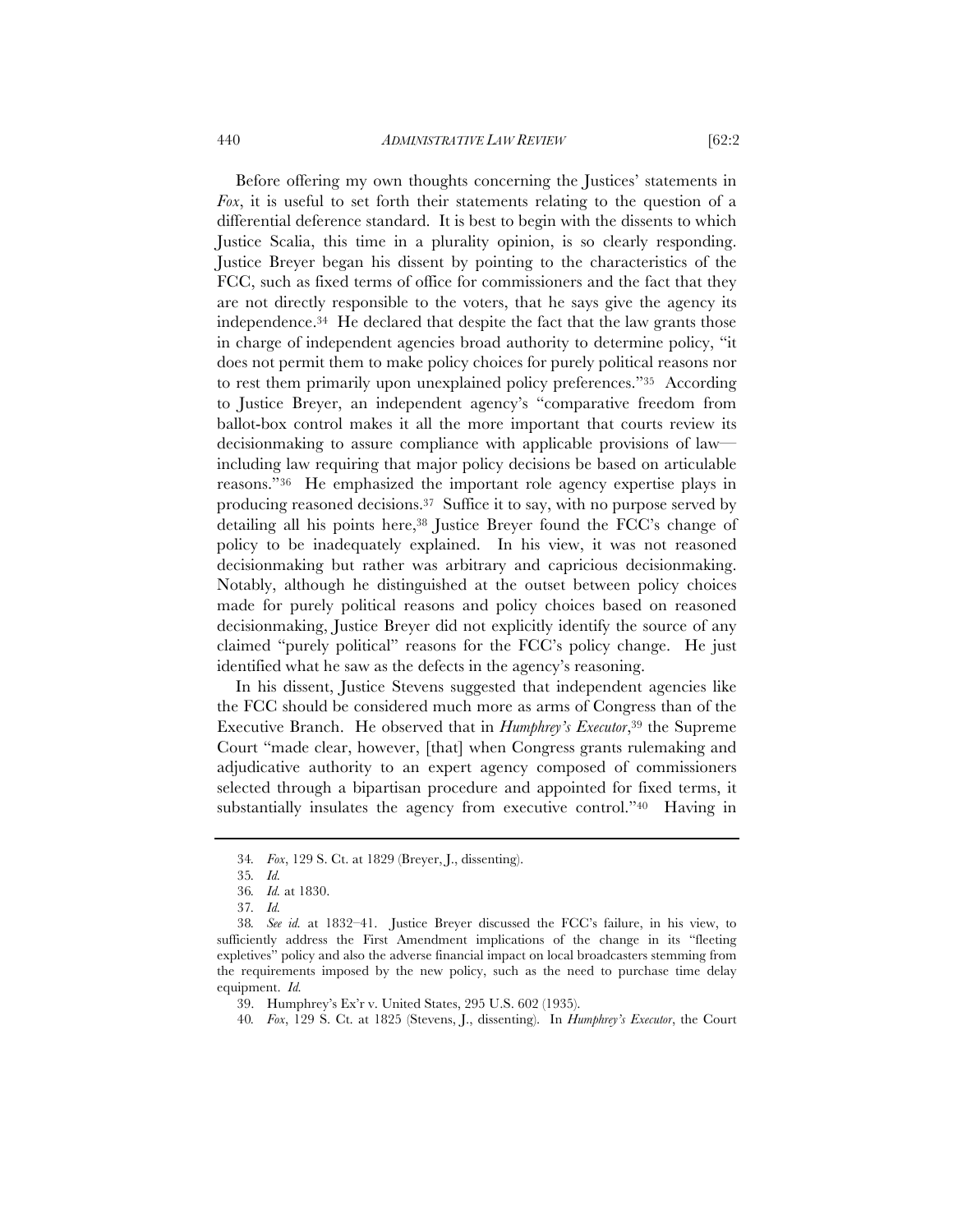Before offering my own thoughts concerning the Justices' statements in *Fox*, it is useful to set forth their statements relating to the question of a differential deference standard. It is best to begin with the dissents to which Justice Scalia, this time in a plurality opinion, is so clearly responding. Justice Breyer began his dissent by pointing to the characteristics of the FCC, such as fixed terms of office for commissioners and the fact that they are not directly responsible to the voters, that he says give the agency its independence.[34] He declared that despite the fact that the law grants those in charge of independent agencies broad authority to determine policy, "it does not permit them to make policy choices for purely political reasons nor to rest them primarily upon unexplained policy preferences."[35] According to Justice Breyer, an independent agency's "comparative freedom from ballot-box control makes it all the more important that courts review its decisionmaking to assure compliance with applicable provisions of law—including law requiring that major policy decisions be based on articulable reasons."[36] He emphasized the important role agency expertise plays in producing reasoned decisions.[37] Suffice it to say, with no purpose served by detailing all his points here,[38] Justice Breyer found the FCC's change of policy to be inadequately explained. In his view, it was not reasoned decisionmaking but rather was arbitrary and capricious decisionmaking. Notably, although he distinguished at the outset between policy choices made for purely political reasons and policy choices based on reasoned decisionmaking, Justice Breyer did not explicitly identify the source of any claimed "purely political" reasons for the FCC's policy change. He just identified what he saw as the defects in the agency's reasoning.

In his dissent, Justice Stevens suggested that independent agencies like the FCC should be considered much more as arms of Congress than of the Executive Branch. He observed that in *Humphrey's Executor*,[39] the Supreme Court "made clear, however, [that] when Congress grants rulemaking and adjudicative authority to an expert agency composed of commissioners selected through a bipartisan procedure and appointed for fixed terms, it substantially insulates the agency from executive control."[40] Having in

---

34. *Fox*, 129 S. Ct. at 1829 (Breyer, J., dissenting).

35. *Id.*

36. *Id.* at 1830.

37. *Id.*

38. *See id.* at 1832–41. Justice Breyer discussed the FCC's failure, in his view, to sufficiently address the First Amendment implications of the change in its "fleeting expletives" policy and also the adverse financial impact on local broadcasters stemming from the requirements imposed by the new policy, such as the need to purchase time delay equipment. *Id.*

39. Humphrey's Ex'r v. United States, 295 U.S. 602 (1935).

40. *Fox*, 129 S. Ct. at 1825 (Stevens, J., dissenting). In *Humphrey's Executor*, the Court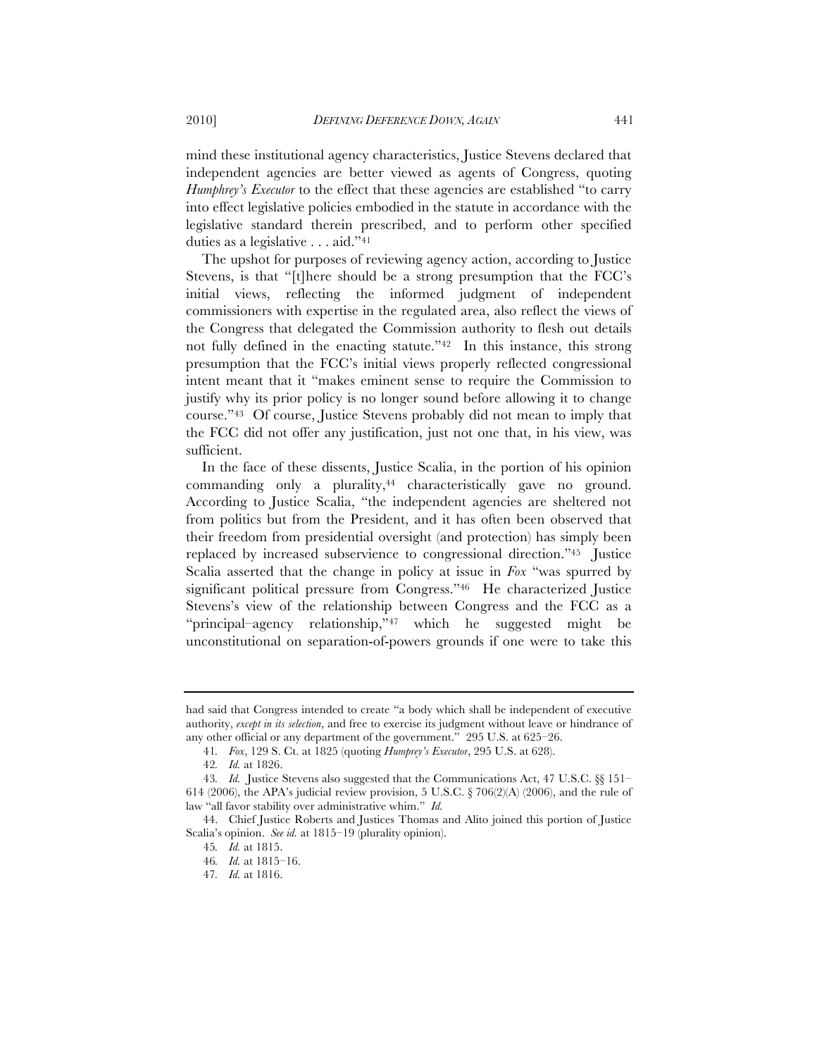mind these institutional agency characteristics, Justice Stevens declared that independent agencies are better viewed as agents of Congress, quoting *Humphrey's Executor* to the effect that these agencies are established "to carry into effect legislative policies embodied in the statute in accordance with the legislative standard therein prescribed, and to perform other specified duties as a legislative . . . aid."[41]

The upshot for purposes of reviewing agency action, according to Justice Stevens, is that "[t]here should be a strong presumption that the FCC's initial views, reflecting the informed judgment of independent commissioners with expertise in the regulated area, also reflect the views of the Congress that delegated the Commission authority to flesh out details not fully defined in the enacting statute."[42] In this instance, this strong presumption that the FCC's initial views properly reflected congressional intent meant that it "makes eminent sense to require the Commission to justify why its prior policy is no longer sound before allowing it to change course."[43] Of course, Justice Stevens probably did not mean to imply that the FCC did not offer any justification, just not one that, in his view, was sufficient.

In the face of these dissents, Justice Scalia, in the portion of his opinion commanding only a plurality,[44] characteristically gave no ground. According to Justice Scalia, "the independent agencies are sheltered not from politics but from the President, and it has often been observed that their freedom from presidential oversight (and protection) has simply been replaced by increased subservience to congressional direction."[45] Justice Scalia asserted that the change in policy at issue in *Fox* "was spurred by significant political pressure from Congress."[46] He characterized Justice Stevens's view of the relationship between Congress and the FCC as a "principal–agency relationship,"[47] which he suggested might be unconstitutional on separation-of-powers grounds if one were to take this

---

had said that Congress intended to create "a body which shall be independent of executive authority, *except in its selection*, and free to exercise its judgment without leave or hindrance of any other official or any department of the government." 295 U.S. at 625–26.

41. *Fox*, 129 S. Ct. at 1825 (quoting *Humprey's Executor*, 295 U.S. at 628).

42. *Id.* at 1826.

43. *Id.* Justice Stevens also suggested that the Communications Act, 47 U.S.C. §§ 151–614 (2006), the APA's judicial review provision, 5 U.S.C. § 706(2)(A) (2006), and the rule of law "all favor stability over administrative whim." *Id.*

44. Chief Justice Roberts and Justices Thomas and Alito joined this portion of Justice Scalia's opinion. *See id.* at 1815–19 (plurality opinion).

45. *Id.* at 1815.

46. *Id.* at 1815–16.

47. *Id.* at 1816.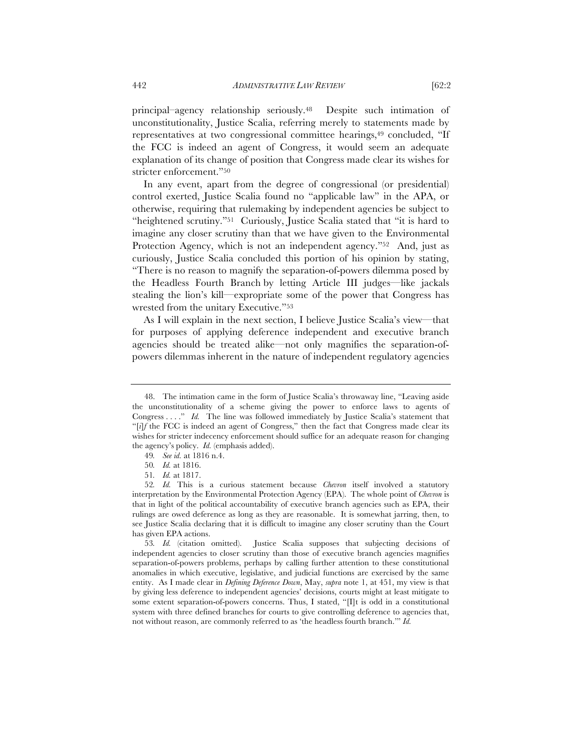principal–agency relationship seriously.[48] Despite such intimation of unconstitutionality, Justice Scalia, referring merely to statements made by representatives at two congressional committee hearings,[49] concluded, "If the FCC is indeed an agent of Congress, it would seem an adequate explanation of its change of position that Congress made clear its wishes for stricter enforcement."[50]

In any event, apart from the degree of congressional (or presidential) control exerted, Justice Scalia found no "applicable law" in the APA, or otherwise, requiring that rulemaking by independent agencies be subject to "heightened scrutiny."[51] Curiously, Justice Scalia stated that "it is hard to imagine any closer scrutiny than that we have given to the Environmental Protection Agency, which is not an independent agency."[52] And, just as curiously, Justice Scalia concluded this portion of his opinion by stating, "There is no reason to magnify the separation-of-powers dilemma posed by the Headless Fourth Branch by letting Article III judges—like jackals stealing the lion's kill—expropriate some of the power that Congress has wrested from the unitary Executive."[53]

As I will explain in the next section, I believe Justice Scalia's view—that for purposes of applying deference independent and executive branch agencies should be treated alike—not only magnifies the separation-of-powers dilemmas inherent in the nature of independent regulatory agencies

---

48. The intimation came in the form of Justice Scalia's throwaway line, "Leaving aside the unconstitutionality of a scheme giving the power to enforce laws to agents of Congress . . . ." *Id.* The line was followed immediately by Justice Scalia's statement that "[*i*]*f* the FCC is indeed an agent of Congress," then the fact that Congress made clear its wishes for stricter indecency enforcement should suffice for an adequate reason for changing the agency's policy. *Id.* (emphasis added).

49. *See id.* at 1816 n.4.

50. *Id.* at 1816.

51. *Id.* at 1817.

52. *Id.* This is a curious statement because *Chevron* itself involved a statutory interpretation by the Environmental Protection Agency (EPA). The whole point of *Chevron* is that in light of the political accountability of executive branch agencies such as EPA, their rulings are owed deference as long as they are reasonable. It is somewhat jarring, then, to see Justice Scalia declaring that it is difficult to imagine any closer scrutiny than the Court has given EPA actions.

53. *Id.* (citation omitted). Justice Scalia supposes that subjecting decisions of independent agencies to closer scrutiny than those of executive branch agencies magnifies separation-of-powers problems, perhaps by calling further attention to these constitutional anomalies in which executive, legislative, and judicial functions are exercised by the same entity. As I made clear in *Defining Deference Down*, May, *supra* note 1, at 451, my view is that by giving less deference to independent agencies' decisions, courts might at least mitigate to some extent separation-of-powers concerns. Thus, I stated, "[I]t is odd in a constitutional system with three defined branches for courts to give controlling deference to agencies that, not without reason, are commonly referred to as 'the headless fourth branch.'" *Id.*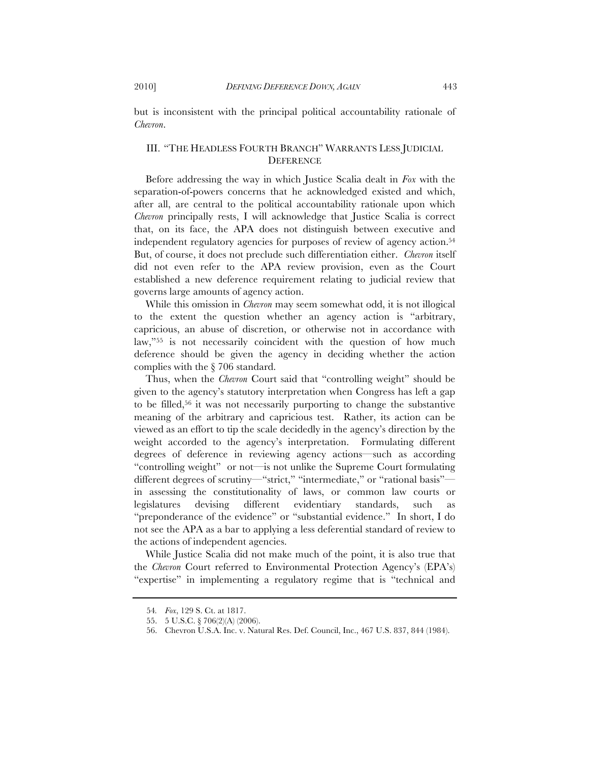but is inconsistent with the principal political accountability rationale of *Chevron*.

## III. "THE HEADLESS FOURTH BRANCH" WARRANTS LESS JUDICIAL DEFERENCE

Before addressing the way in which Justice Scalia dealt in *Fox* with the separation-of-powers concerns that he acknowledged existed and which, after all, are central to the political accountability rationale upon which *Chevron* principally rests, I will acknowledge that Justice Scalia is correct that, on its face, the APA does not distinguish between executive and independent regulatory agencies for purposes of review of agency action.[54] But, of course, it does not preclude such differentiation either. *Chevron* itself did not even refer to the APA review provision, even as the Court established a new deference requirement relating to judicial review that governs large amounts of agency action.

While this omission in *Chevron* may seem somewhat odd, it is not illogical to the extent the question whether an agency action is "arbitrary, capricious, an abuse of discretion, or otherwise not in accordance with law,"[55] is not necessarily coincident with the question of how much deference should be given the agency in deciding whether the action complies with the § 706 standard.

Thus, when the *Chevron* Court said that "controlling weight" should be given to the agency's statutory interpretation when Congress has left a gap to be filled,[56] it was not necessarily purporting to change the substantive meaning of the arbitrary and capricious test. Rather, its action can be viewed as an effort to tip the scale decidedly in the agency's direction by the weight accorded to the agency's interpretation. Formulating different degrees of deference in reviewing agency actions—such as according "controlling weight" or not—is not unlike the Supreme Court formulating different degrees of scrutiny—"strict," "intermediate," or "rational basis"—in assessing the constitutionality of laws, or common law courts or legislatures devising different evidentiary standards, such as "preponderance of the evidence" or "substantial evidence." In short, I do not see the APA as a bar to applying a less deferential standard of review to the actions of independent agencies.

While Justice Scalia did not make much of the point, it is also true that the *Chevron* Court referred to Environmental Protection Agency's (EPA's) "expertise" in implementing a regulatory regime that is "technical and

---

54. *Fox*, 129 S. Ct. at 1817.

55. 5 U.S.C. § 706(2)(A) (2006).

56. Chevron U.S.A. Inc. v. Natural Res. Def. Council, Inc., 467 U.S. 837, 844 (1984).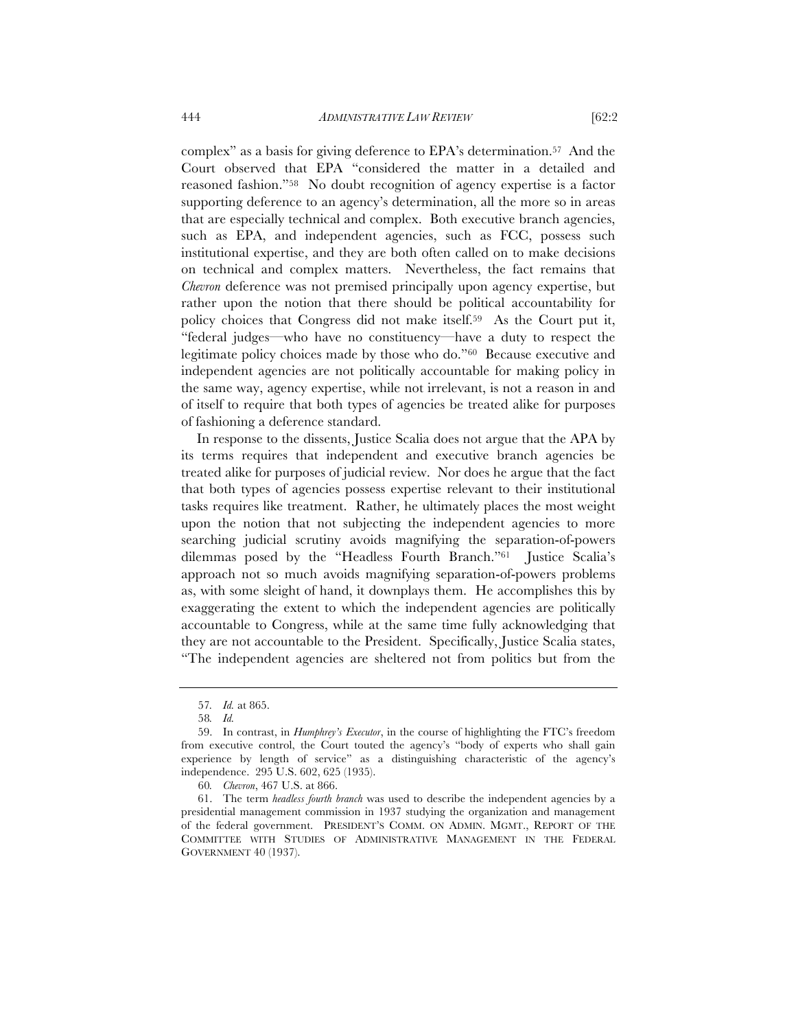complex" as a basis for giving deference to EPA's determination.[57] And the Court observed that EPA "considered the matter in a detailed and reasoned fashion."[58] No doubt recognition of agency expertise is a factor supporting deference to an agency's determination, all the more so in areas that are especially technical and complex. Both executive branch agencies, such as EPA, and independent agencies, such as FCC, possess such institutional expertise, and they are both often called on to make decisions on technical and complex matters. Nevertheless, the fact remains that *Chevron* deference was not premised principally upon agency expertise, but rather upon the notion that there should be political accountability for policy choices that Congress did not make itself.[59] As the Court put it, "federal judges—who have no constituency—have a duty to respect the legitimate policy choices made by those who do."[60] Because executive and independent agencies are not politically accountable for making policy in the same way, agency expertise, while not irrelevant, is not a reason in and of itself to require that both types of agencies be treated alike for purposes of fashioning a deference standard.

In response to the dissents, Justice Scalia does not argue that the APA by its terms requires that independent and executive branch agencies be treated alike for purposes of judicial review. Nor does he argue that the fact that both types of agencies possess expertise relevant to their institutional tasks requires like treatment. Rather, he ultimately places the most weight upon the notion that not subjecting the independent agencies to more searching judicial scrutiny avoids magnifying the separation-of-powers dilemmas posed by the "Headless Fourth Branch."[61] Justice Scalia's approach not so much avoids magnifying separation-of-powers problems as, with some sleight of hand, it downplays them. He accomplishes this by exaggerating the extent to which the independent agencies are politically accountable to Congress, while at the same time fully acknowledging that they are not accountable to the President. Specifically, Justice Scalia states, "The independent agencies are sheltered not from politics but from the

---

57. *Id.* at 865.

58. *Id.*

59. In contrast, in *Humphrey's Executor*, in the course of highlighting the FTC's freedom from executive control, the Court touted the agency's "body of experts who shall gain experience by length of service" as a distinguishing characteristic of the agency's independence. 295 U.S. 602, 625 (1935).

60. *Chevron*, 467 U.S. at 866.

61. The term *headless fourth branch* was used to describe the independent agencies by a presidential management commission in 1937 studying the organization and management of the federal government. PRESIDENT'S COMM. ON ADMIN. MGMT., REPORT OF THE COMMITTEE WITH STUDIES OF ADMINISTRATIVE MANAGEMENT IN THE FEDERAL GOVERNMENT 40 (1937).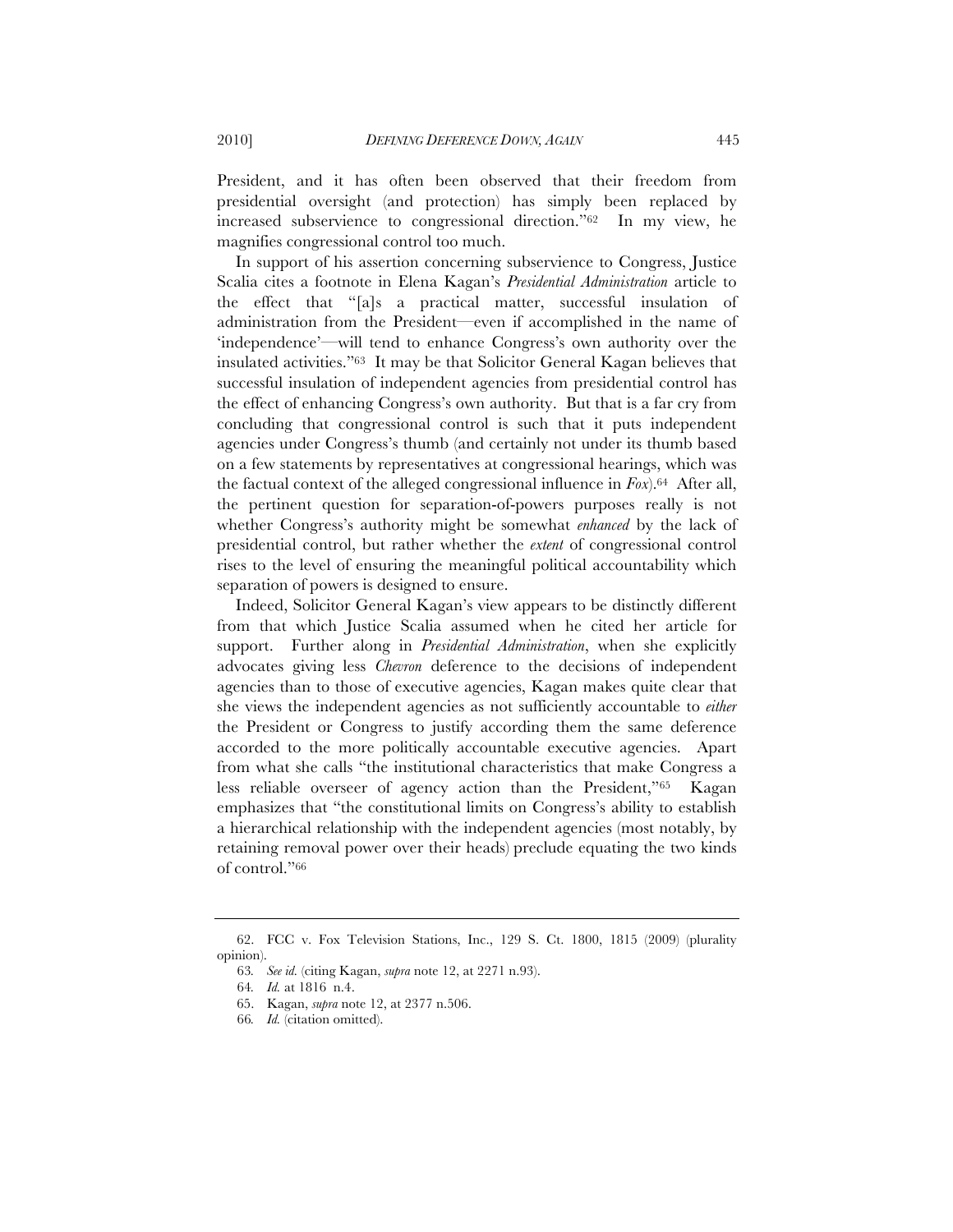President, and it has often been observed that their freedom from presidential oversight (and protection) has simply been replaced by increased subservience to congressional direction."[62] In my view, he magnifies congressional control too much.

In support of his assertion concerning subservience to Congress, Justice Scalia cites a footnote in Elena Kagan's *Presidential Administration* article to the effect that "[a]s a practical matter, successful insulation of administration from the President—even if accomplished in the name of 'independence'—will tend to enhance Congress's own authority over the insulated activities."[63] It may be that Solicitor General Kagan believes that successful insulation of independent agencies from presidential control has the effect of enhancing Congress's own authority. But that is a far cry from concluding that congressional control is such that it puts independent agencies under Congress's thumb (and certainly not under its thumb based on a few statements by representatives at congressional hearings, which was the factual context of the alleged congressional influence in *Fox*).[64] After all, the pertinent question for separation-of-powers purposes really is not whether Congress's authority might be somewhat *enhanced* by the lack of presidential control, but rather whether the *extent* of congressional control rises to the level of ensuring the meaningful political accountability which separation of powers is designed to ensure.

Indeed, Solicitor General Kagan's view appears to be distinctly different from that which Justice Scalia assumed when he cited her article for support. Further along in *Presidential Administration*, when she explicitly advocates giving less *Chevron* deference to the decisions of independent agencies than to those of executive agencies, Kagan makes quite clear that she views the independent agencies as not sufficiently accountable to *either* the President or Congress to justify according them the same deference accorded to the more politically accountable executive agencies. Apart from what she calls "the institutional characteristics that make Congress a less reliable overseer of agency action than the President,"[65] Kagan emphasizes that "the constitutional limits on Congress's ability to establish a hierarchical relationship with the independent agencies (most notably, by retaining removal power over their heads) preclude equating the two kinds of control."[66]

---

62. FCC v. Fox Television Stations, Inc., 129 S. Ct. 1800, 1815 (2009) (plurality opinion).

63. *See id.* (citing Kagan, *supra* note 12, at 2271 n.93).

64. *Id.* at 1816 n.4.

65. Kagan, *supra* note 12, at 2377 n.506.

66. *Id.* (citation omitted).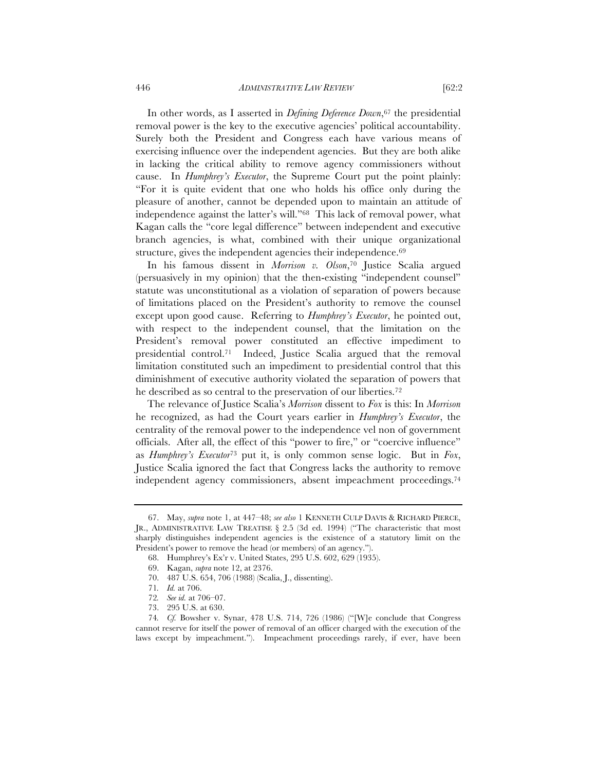In other words, as I asserted in *Defining Deference Down*,[67] the presidential removal power is the key to the executive agencies' political accountability. Surely both the President and Congress each have various means of exercising influence over the independent agencies. But they are both alike in lacking the critical ability to remove agency commissioners without cause. In *Humphrey's Executor*, the Supreme Court put the point plainly: "For it is quite evident that one who holds his office only during the pleasure of another, cannot be depended upon to maintain an attitude of independence against the latter's will."[68] This lack of removal power, what Kagan calls the "core legal difference" between independent and executive branch agencies, is what, combined with their unique organizational structure, gives the independent agencies their independence.[69]

In his famous dissent in *Morrison v. Olson*,[70] Justice Scalia argued (persuasively in my opinion) that the then-existing "independent counsel" statute was unconstitutional as a violation of separation of powers because of limitations placed on the President's authority to remove the counsel except upon good cause. Referring to *Humphrey's Executor*, he pointed out, with respect to the independent counsel, that the limitation on the President's removal power constituted an effective impediment to presidential control.[71] Indeed, Justice Scalia argued that the removal limitation constituted such an impediment to presidential control that this diminishment of executive authority violated the separation of powers that he described as so central to the preservation of our liberties.[72]

The relevance of Justice Scalia's *Morrison* dissent to *Fox* is this: In *Morrison* he recognized, as had the Court years earlier in *Humphrey's Executor*, the centrality of the removal power to the independence vel non of government officials. After all, the effect of this "power to fire," or "coercive influence" as *Humphrey's Executor*[73] put it, is only common sense logic. But in *Fox*, Justice Scalia ignored the fact that Congress lacks the authority to remove independent agency commissioners, absent impeachment proceedings.[74]

---

67. May, *supra* note 1, at 447–48; *see also* 1 KENNETH CULP DAVIS & RICHARD PIERCE, JR., ADMINISTRATIVE LAW TREATISE § 2.5 (3d ed. 1994) ("The characteristic that most sharply distinguishes independent agencies is the existence of a statutory limit on the President's power to remove the head (or members) of an agency.").

68. Humphrey's Ex'r v. United States, 295 U.S. 602, 629 (1935).

69. Kagan, *supra* note 12, at 2376.

70. 487 U.S. 654, 706 (1988) (Scalia, J., dissenting).

71. *Id.* at 706.

72. *See id.* at 706–07.

73. 295 U.S. at 630.

74. *Cf.* Bowsher v. Synar, 478 U.S. 714, 726 (1986) ("[W]e conclude that Congress cannot reserve for itself the power of removal of an officer charged with the execution of the laws except by impeachment."). Impeachment proceedings rarely, if ever, have been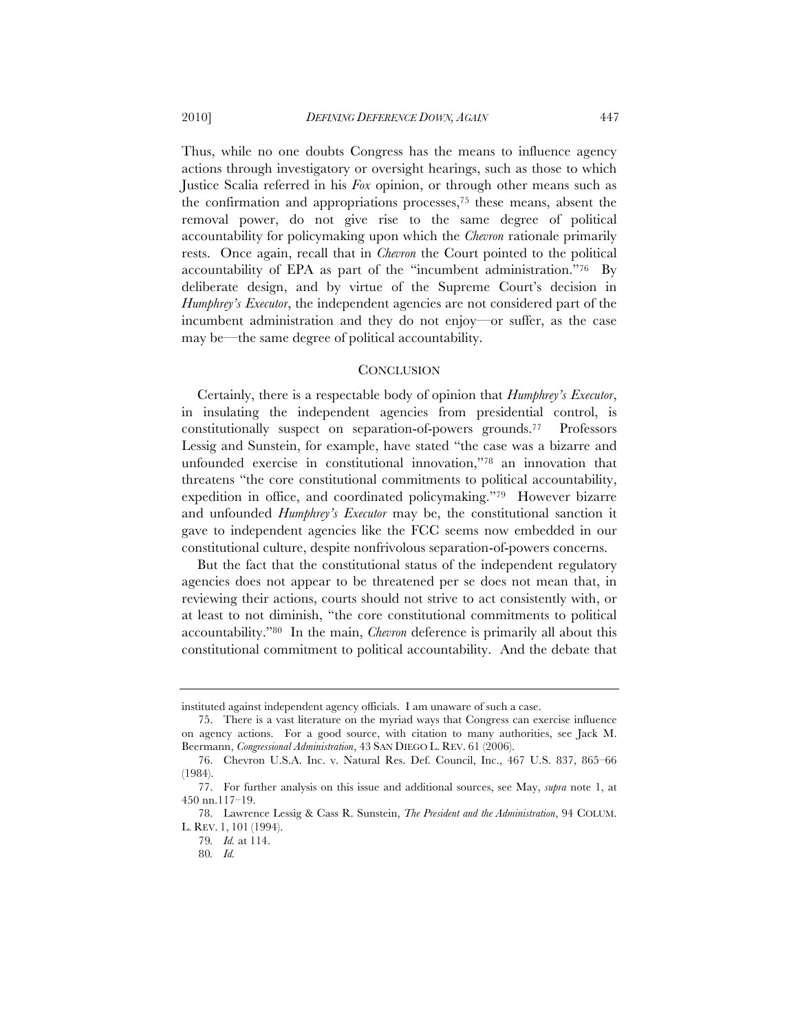Thus, while no one doubts Congress has the means to influence agency actions through investigatory or oversight hearings, such as those to which Justice Scalia referred in his *Fox* opinion, or through other means such as the confirmation and appropriations processes,[75] these means, absent the removal power, do not give rise to the same degree of political accountability for policymaking upon which the *Chevron* rationale primarily rests. Once again, recall that in *Chevron* the Court pointed to the political accountability of EPA as part of the "incumbent administration."[76] By deliberate design, and by virtue of the Supreme Court's decision in *Humphrey's Executor*, the independent agencies are not considered part of the incumbent administration and they do not enjoy—or suffer, as the case may be—the same degree of political accountability.

## CONCLUSION

Certainly, there is a respectable body of opinion that *Humphrey's Executor*, in insulating the independent agencies from presidential control, is constitutionally suspect on separation-of-powers grounds.[77] Professors Lessig and Sunstein, for example, have stated "the case was a bizarre and unfounded exercise in constitutional innovation,"[78] an innovation that threatens "the core constitutional commitments to political accountability, expedition in office, and coordinated policymaking."[79] However bizarre and unfounded *Humphrey's Executor* may be, the constitutional sanction it gave to independent agencies like the FCC seems now embedded in our constitutional culture, despite nonfrivolous separation-of-powers concerns.

But the fact that the constitutional status of the independent regulatory agencies does not appear to be threatened per se does not mean that, in reviewing their actions, courts should not strive to act consistently with, or at least to not diminish, "the core constitutional commitments to political accountability."[80] In the main, *Chevron* deference is primarily all about this constitutional commitment to political accountability. And the debate that

---

instituted against independent agency officials. I am unaware of such a case.

75. There is a vast literature on the myriad ways that Congress can exercise influence on agency actions. For a good source, with citation to many authorities, see Jack M. Beermann, *Congressional Administration*, 43 SAN DIEGO L. REV. 61 (2006).

76. Chevron U.S.A. Inc. v. Natural Res. Def. Council, Inc., 467 U.S. 837, 865–66 (1984).

77. For further analysis on this issue and additional sources, see May, *supra* note 1, at 450 nn.117–19.

78. Lawrence Lessig & Cass R. Sunstein, *The President and the Administration*, 94 COLUM. L. REV. 1, 101 (1994).

79. *Id.* at 114.

80. *Id.*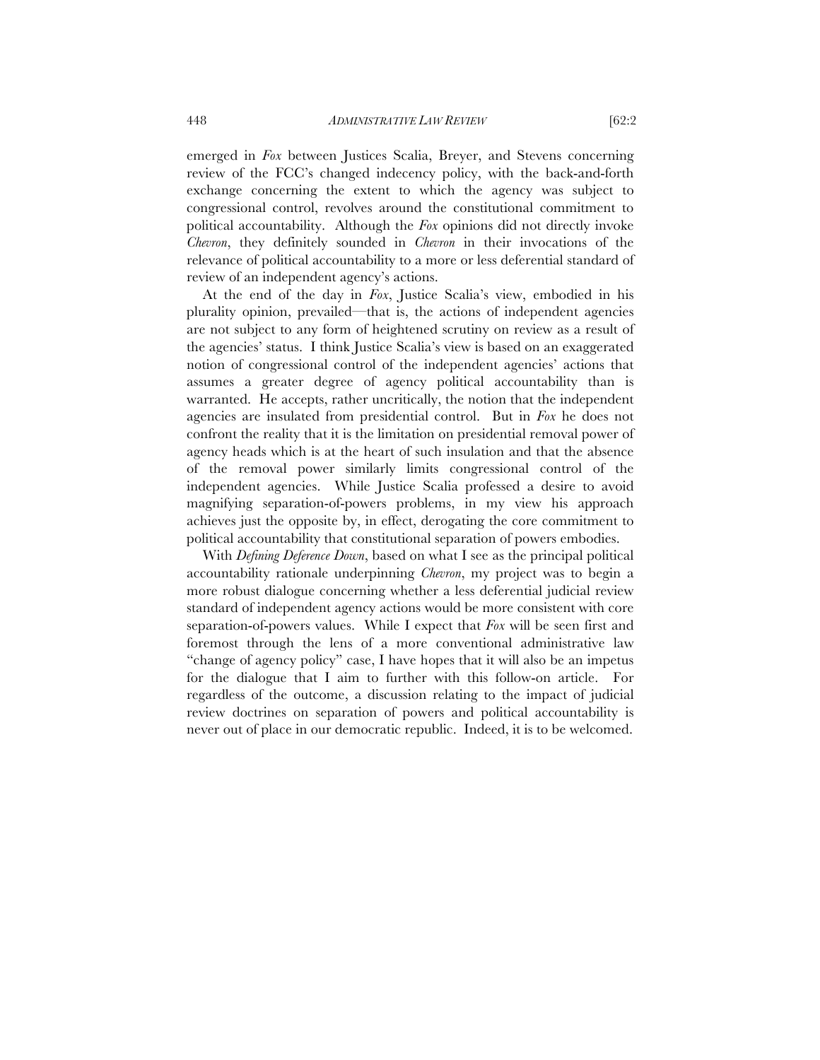emerged in *Fox* between Justices Scalia, Breyer, and Stevens concerning review of the FCC's changed indecency policy, with the back-and-forth exchange concerning the extent to which the agency was subject to congressional control, revolves around the constitutional commitment to political accountability. Although the *Fox* opinions did not directly invoke *Chevron*, they definitely sounded in *Chevron* in their invocations of the relevance of political accountability to a more or less deferential standard of review of an independent agency's actions.

At the end of the day in *Fox*, Justice Scalia's view, embodied in his plurality opinion, prevailed—that is, the actions of independent agencies are not subject to any form of heightened scrutiny on review as a result of the agencies' status. I think Justice Scalia's view is based on an exaggerated notion of congressional control of the independent agencies' actions that assumes a greater degree of agency political accountability than is warranted. He accepts, rather uncritically, the notion that the independent agencies are insulated from presidential control. But in *Fox* he does not confront the reality that it is the limitation on presidential removal power of agency heads which is at the heart of such insulation and that the absence of the removal power similarly limits congressional control of the independent agencies. While Justice Scalia professed a desire to avoid magnifying separation-of-powers problems, in my view his approach achieves just the opposite by, in effect, derogating the core commitment to political accountability that constitutional separation of powers embodies.

With *Defining Deference Down*, based on what I see as the principal political accountability rationale underpinning *Chevron*, my project was to begin a more robust dialogue concerning whether a less deferential judicial review standard of independent agency actions would be more consistent with core separation-of-powers values. While I expect that *Fox* will be seen first and foremost through the lens of a more conventional administrative law "change of agency policy" case, I have hopes that it will also be an impetus for the dialogue that I aim to further with this follow-on article. For regardless of the outcome, a discussion relating to the impact of judicial review doctrines on separation of powers and political accountability is never out of place in our democratic republic. Indeed, it is to be welcomed.